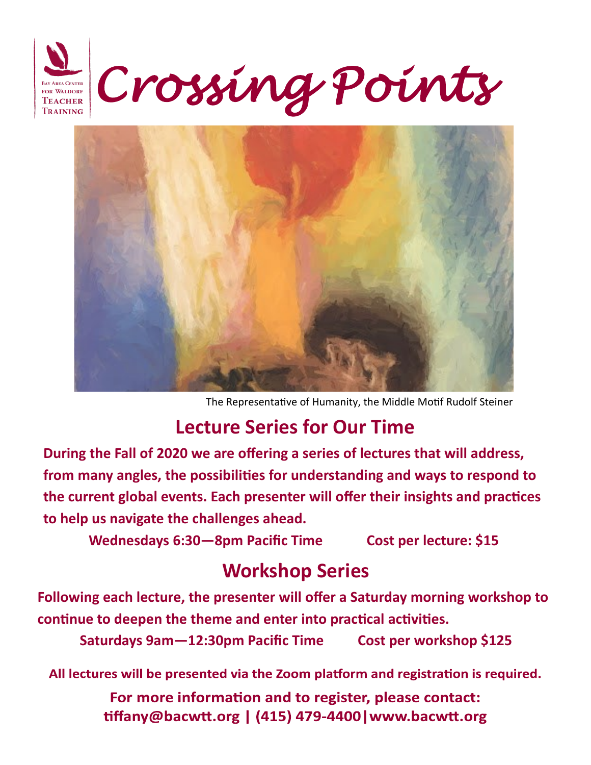Bay Area Center for Waldorf Teacher Training

# Crossing Points

The Representative of Humanity, the Middle Motif Rudolf Steiner

## Lecture Series for Our Time

**During the Fall of 2020 we are offering a series of lectures that will address, from many angles, the possibilities for understanding and ways to respond to the current global events. Each presenter will offer their insights and practices to help us navigate the challenges ahead.**

**Wednesdays 6:30—8pm Pacific Time     Cost per lecture: $15**

## Workshop Series

**Following each lecture, the presenter will offer a Saturday morning workshop to continue to deepen the theme and enter into practical activities.**

**Saturdays 9am—12:30pm Pacific Time     Cost per workshop $125**

**All lectures will be presented via the Zoom platform and registration is required.**

**For more information and to register, please contact:**
**tiffany@bacwtt.org | (415) 479-4400|www.bacwtt.org**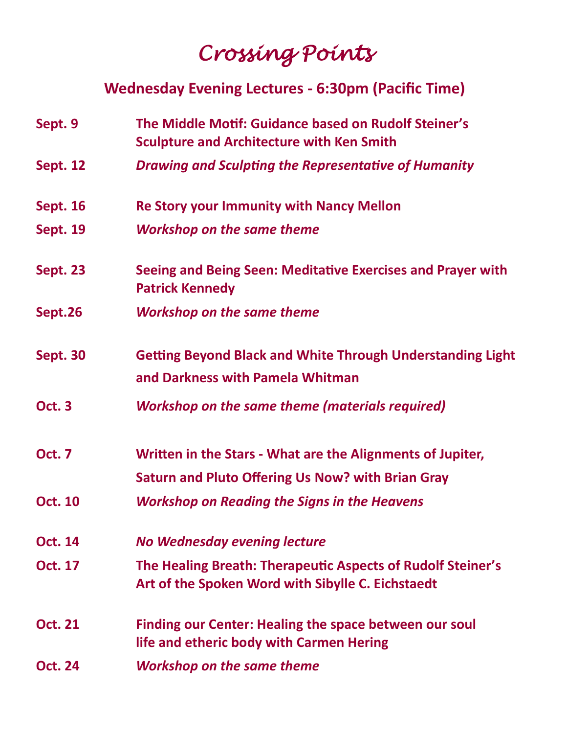# *Crossing Points*

## Wednesday Evening Lectures - 6:30pm (Pacific Time)

| | |
|---|---|
| **Sept. 9** | **The Middle Motif: Guidance based on Rudolf Steiner's Sculpture and Architecture with Ken Smith** |
| **Sept. 12** | ***Drawing and Sculpting the Representative of Humanity*** |
| **Sept. 16** | **Re Story your Immunity with Nancy Mellon** |
| **Sept. 19** | ***Workshop on the same theme*** |
| **Sept. 23** | **Seeing and Being Seen: Meditative Exercises and Prayer with Patrick Kennedy** |
| **Sept.26** | ***Workshop on the same theme*** |
| **Sept. 30** | **Getting Beyond Black and White Through Understanding Light and Darkness with Pamela Whitman** |
| **Oct. 3** | ***Workshop on the same theme (materials required)*** |
| **Oct. 7** | **Written in the Stars - What are the Alignments of Jupiter, Saturn and Pluto Offering Us Now? with Brian Gray** |
| **Oct. 10** | ***Workshop on Reading the Signs in the Heavens*** |
| **Oct. 14** | ***No Wednesday evening lecture*** |
| **Oct. 17** | **The Healing Breath: Therapeutic Aspects of Rudolf Steiner's Art of the Spoken Word with Sibylle C. Eichstaedt** |
| **Oct. 21** | **Finding our Center: Healing the space between our soul life and etheric body with Carmen Hering** |
| **Oct. 24** | ***Workshop on the same theme*** |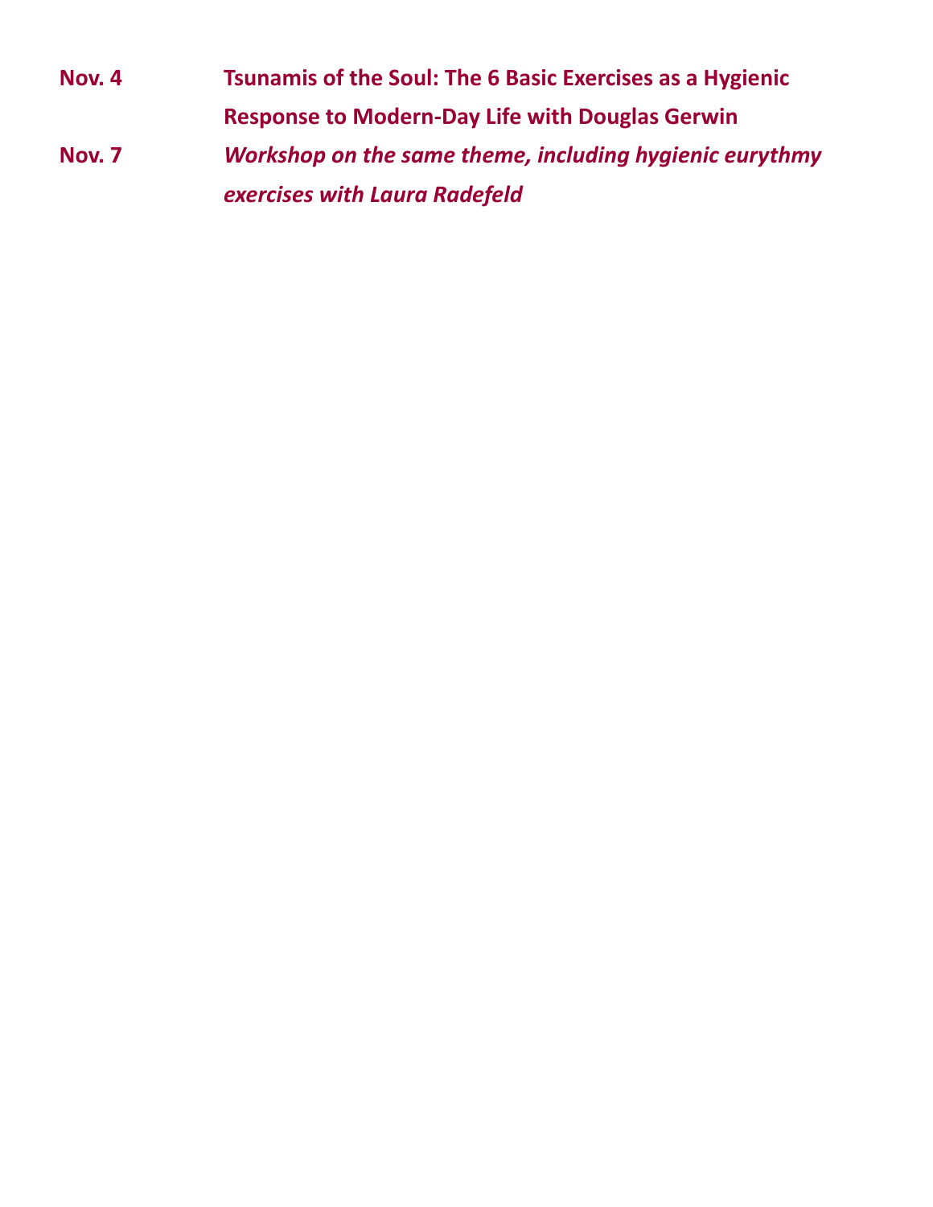**Nov. 4** **Tsunamis of the Soul: The 6 Basic Exercises as a Hygienic Response to Modern-Day Life with Douglas Gerwin**

**Nov. 7** ***Workshop on the same theme, including hygienic eurythmy exercises with Laura Radefeld***